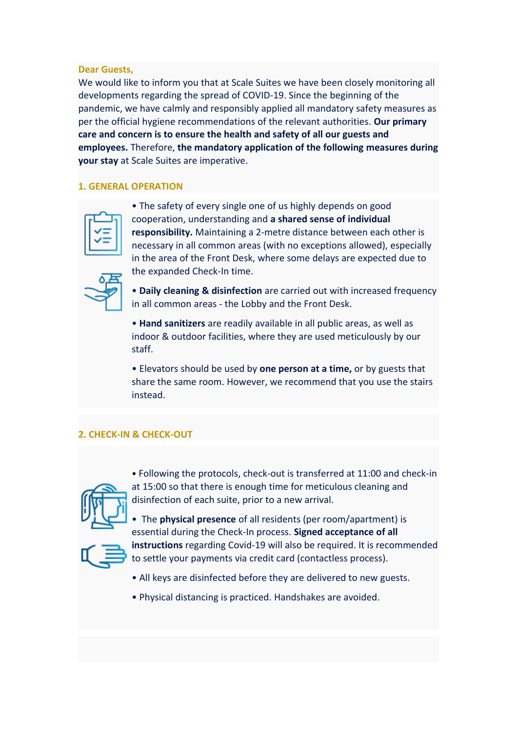**Dear Guests,**

We would like to inform you that at Scale Suites we have been closely monitoring all developments regarding the spread of COVID-19. Since the beginning of the pandemic, we have calmly and responsibly applied all mandatory safety measures as per the official hygiene recommendations of the relevant authorities. **Our primary care and concern is to ensure the health and safety of all our guests and employees.** Therefore, **the mandatory application of the following measures during your stay** at Scale Suites are imperative.

## 1. GENERAL OPERATION

- The safety of every single one of us highly depends on good cooperation, understanding and **a shared sense of individual responsibility.** Maintaining a 2-metre distance between each other is necessary in all common areas (with no exceptions allowed), especially in the area of the Front Desk, where some delays are expected due to the expanded Check-In time.
- **Daily cleaning & disinfection** are carried out with increased frequency in all common areas - the Lobby and the Front Desk.
- **Hand sanitizers** are readily available in all public areas, as well as indoor & outdoor facilities, where they are used meticulously by our staff.
- Elevators should be used by **one person at a time,** or by guests that share the same room. However, we recommend that you use the stairs instead.

## 2. CHECK-IN & CHECK-OUT

- Following the protocols, check-out is transferred at 11:00 and check-in at 15:00 so that there is enough time for meticulous cleaning and disinfection of each suite, prior to a new arrival.
- The **physical presence** of all residents (per room/apartment) is essential during the Check-In process. **Signed acceptance of all instructions** regarding Covid-19 will also be required. It is recommended to settle your payments via credit card (contactless process).
- All keys are disinfected before they are delivered to new guests.
- Physical distancing is practiced. Handshakes are avoided.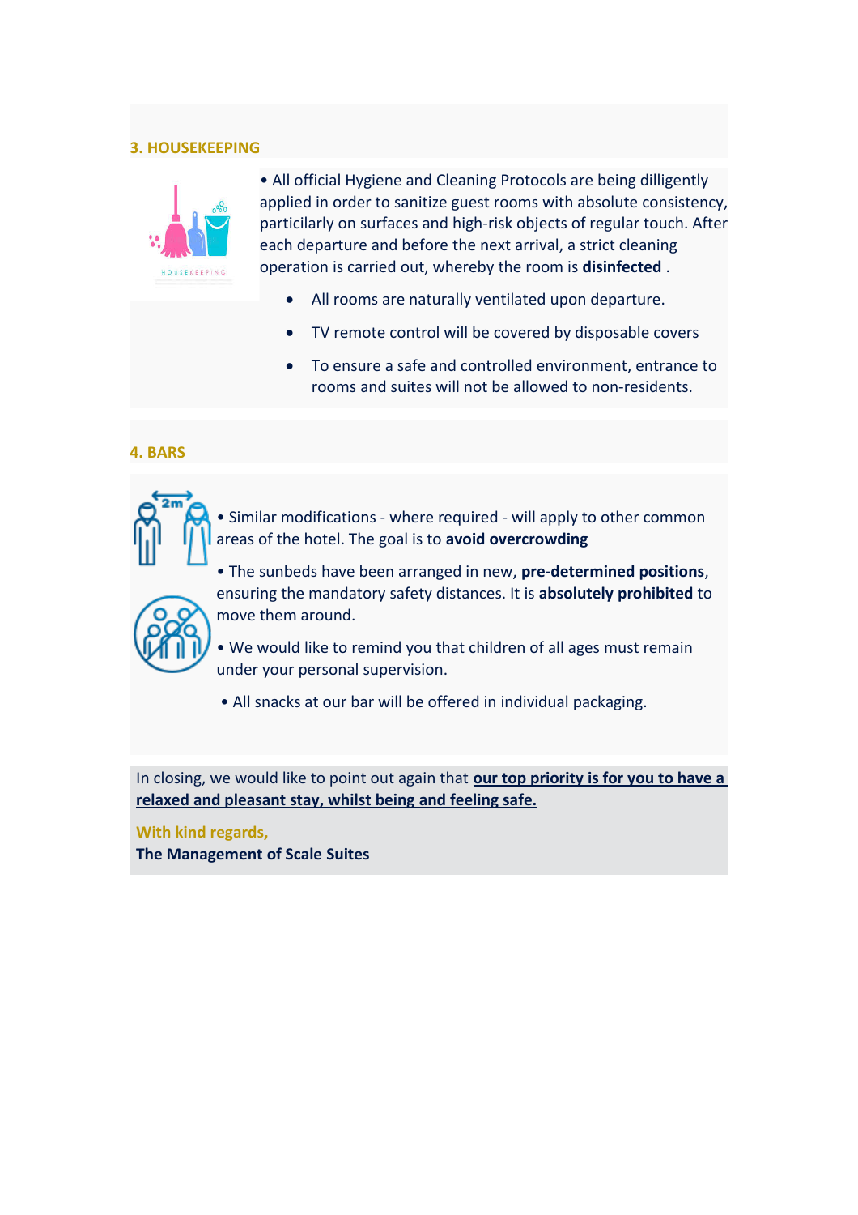### 3. HOUSEKEEPING

• All official Hygiene and Cleaning Protocols are being dilligently applied in order to sanitize guest rooms with absolute consistency, particularly on surfaces and high-risk objects of regular touch. After each departure and before the next arrival, a strict cleaning operation is carried out, whereby the room is **disinfected** .

- All rooms are naturally ventilated upon departure.
- TV remote control will be covered by disposable covers
- To ensure a safe and controlled environment, entrance to rooms and suites will not be allowed to non-residents.

### 4. BARS

• Similar modifications - where required - will apply to other common areas of the hotel. The goal is to **avoid overcrowding**

• The sunbeds have been arranged in new, **pre-determined positions**, ensuring the mandatory safety distances. It is **absolutely prohibited** to move them around.

• We would like to remind you that children of all ages must remain under your personal supervision.

• All snacks at our bar will be offered in individual packaging.

In closing, we would like to point out again that **our top priority is for you to have a relaxed and pleasant stay, whilst being and feeling safe.**

**With kind regards,**
**The Management of Scale Suites**